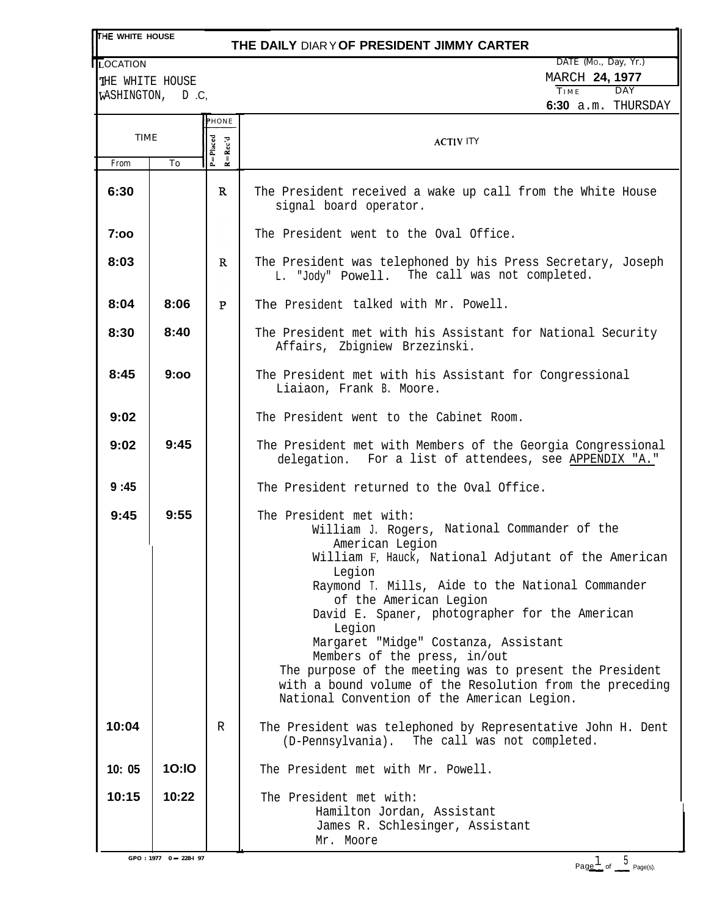THE WHITE HOUSE

# THE DAILY DIARY OF PRESIDENT JIMMY CARTER

LOCATION
THE WHITE HOUSE
WASHINGTON, D.C.

DATE (Mo., Day, Yr.)
MARCH 24, 1977

TIME: 6:30 a.m.
DAY: THURSDAY

| TIME From | TIME To | PHONE P=Placed R=Rec'd | ACTIVITY |
|---|---|---|---|
| 6:30 | | R | The President received a wake up call from the White House signal board operator. |
| 7:00 | | | The President went to the Oval Office. |
| 8:03 | | R | The President was telephoned by his Press Secretary, Joseph L. "Jody" Powell. The call was not completed. |
| 8:04 | 8:06 | P | The President talked with Mr. Powell. |
| 8:30 | 8:40 | | The President met with his Assistant for National Security Affairs, Zbigniew Brzezinski. |
| 8:45 | 9:00 | | The President met with his Assistant for Congressional Liaiaon, Frank B. Moore. |
| 9:02 | | | The President went to the Cabinet Room. |
| 9:02 | 9:45 | | The President met with Members of the Georgia Congressional delegation. For a list of attendees, see APPENDIX "A." |
| 9:45 | | | The President returned to the Oval Office. |
| 9:45 | 9:55 | | The President met with:<br>William J. Rogers, National Commander of the American Legion<br>William F. Hauck, National Adjutant of the American Legion<br>Raymond T. Mills, Aide to the National Commander of the American Legion<br>David E. Spaner, photographer for the American Legion<br>Margaret "Midge" Costanza, Assistant<br>Members of the press, in/out<br>The purpose of the meeting was to present the President with a bound volume of the Resolution from the preceding National Convention of the American Legion. |
| 10:04 | | R | The President was telephoned by Representative John H. Dent (D-Pennsylvania). The call was not completed. |
| 10:05 | 10:10 | | The President met with Mr. Powell. |
| 10:15 | 10:22 | | The President met with:<br>Hamilton Jordan, Assistant<br>James R. Schlesinger, Assistant<br>Mr. Moore |

GPO : 1977 0 - 228-I 97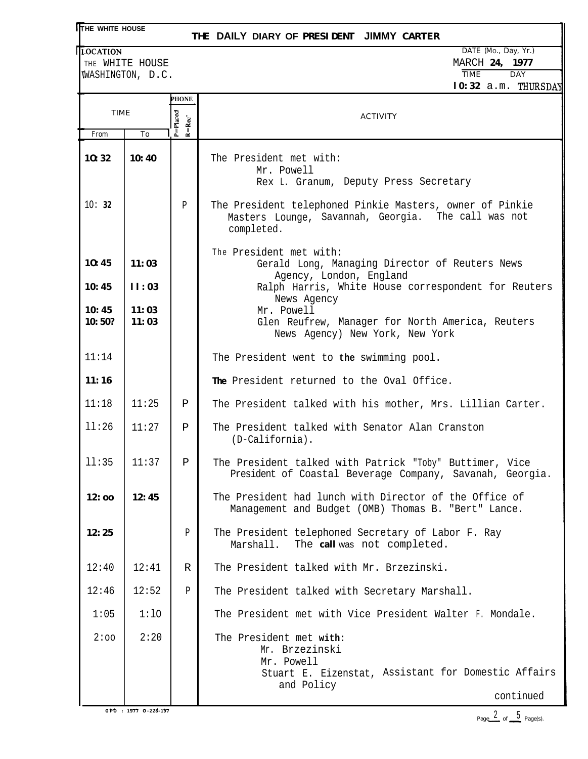THE WHITE HOUSE

**THE DAILY DIARY OF PRESIDENT JIMMY CARTER**

LOCATION
THE WHITE HOUSE
WASHINGTON, D.C.

DATE (Mo., Day, Yr.)
MARCH 24, 1977
TIME: 10:32 a.m.
DAY: THURSDAY

| TIME From | TIME To | PHONE (P=Placed R=Rec'd) | ACTIVITY |
|---|---|---|---|
| 10:32 | 10:40 | | The President met with: Mr. Powell; Rex L. Granum, Deputy Press Secretary |
| 10:32 | | P | The President telephoned Pinkie Masters, owner of Pinkie Masters Lounge, Savannah, Georgia. The call was not completed. |
| | | | The President met with: |
| 10:45 | 11:03 | | Gerald Long, Managing Director of Reuters News Agency, London, England |
| 10:45 | 11:03 | | Ralph Harris, White House correspondent for Reuters News Agency |
| 10:45 | 11:03 | | Mr. Powell |
| 10:50? | 11:03 | | Glen Reufrew, Manager for North America, Reuters News Agency) New York, New York |
| 11:14 | | | The President went to the swimming pool. |
| 11:16 | | | The President returned to the Oval Office. |
| 11:18 | 11:25 | P | The President talked with his mother, Mrs. Lillian Carter. |
| 11:26 | 11:27 | P | The President talked with Senator Alan Cranston (D-California). |
| 11:35 | 11:37 | P | The President talked with Patrick "Toby" Buttimer, Vice President of Coastal Beverage Company, Savanah, Georgia. |
| 12:00 | 12:45 | | The President had lunch with Director of the Office of Management and Budget (OMB) Thomas B. "Bert" Lance. |
| 12:25 | | P | The President telephoned Secretary of Labor F. Ray Marshall. The call was not completed. |
| 12:40 | 12:41 | R | The President talked with Mr. Brzezinski. |
| 12:46 | 12:52 | P | The President talked with Secretary Marshall. |
| 1:05 | 1:10 | | The President met with Vice President Walter F. Mondale. |
| 2:00 | 2:20 | | The President met with: Mr. Brzezinski; Mr. Powell; Stuart E. Eizenstat, Assistant for Domestic Affairs and Policy |

continued

GPO : 1977 O-228-197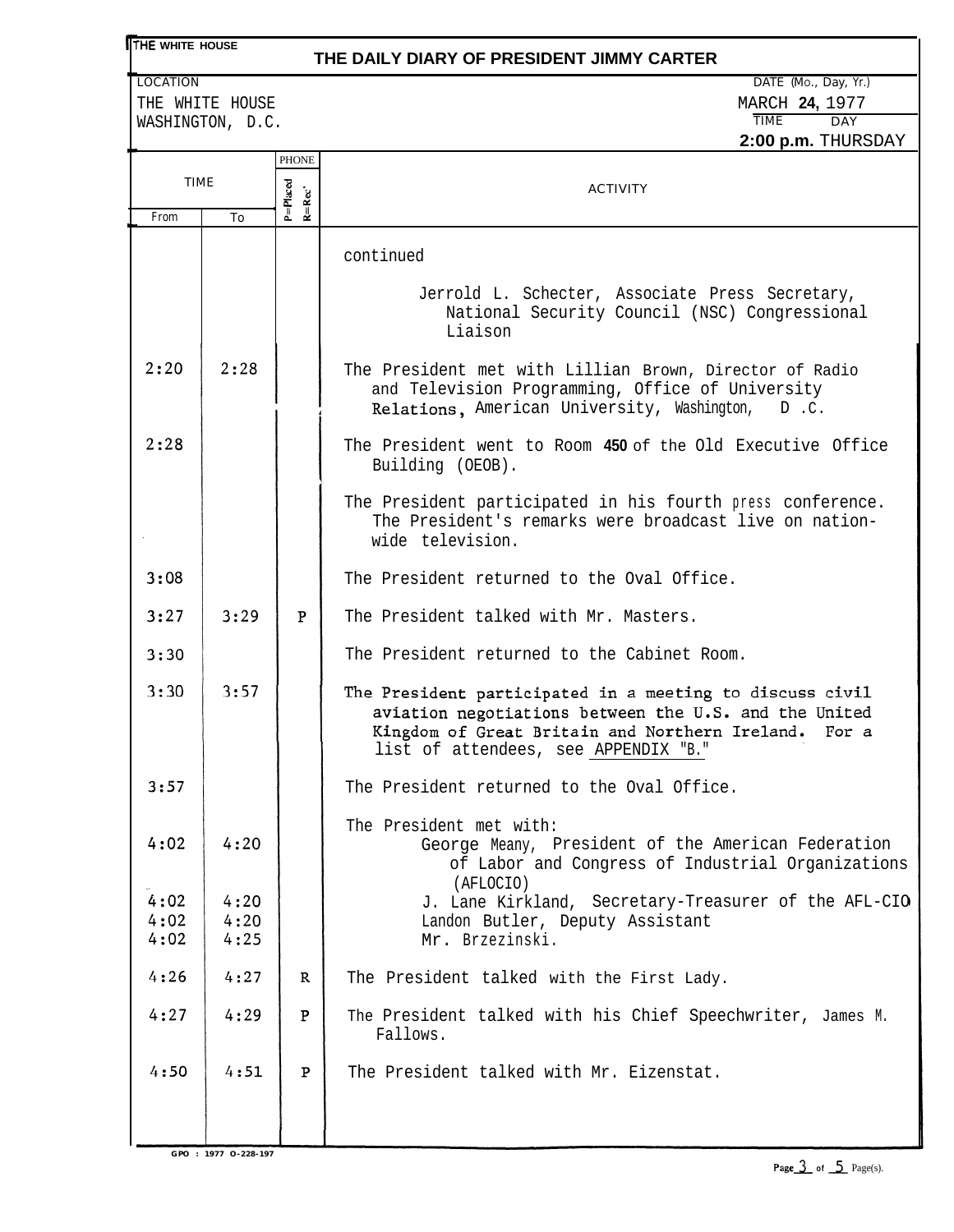THE WHITE HOUSE

# THE DAILY DIARY OF PRESIDENT JIMMY CARTER

LOCATION
THE WHITE HOUSE
WASHINGTON, D.C.

DATE (Mo., Day, Yr.)
MARCH 24, 1977

TIME: 2:00 p.m.
DAY: THURSDAY

| TIME From | TIME To | PHONE P=Placed R=Rec'd | ACTIVITY |
|---|---|---|---|
| | | | continued |
| | | | Jerrold L. Schecter, Associate Press Secretary, National Security Council (NSC) Congressional Liaison |
| 2:20 | 2:28 | | The President met with Lillian Brown, Director of Radio and Television Programming, Office of University Relations, American University, Washington, D .C. |
| 2:28 | | | The President went to Room 450 of the Old Executive Office Building (OEOB). |
| | | | The President participated in his fourth press conference. The President's remarks were broadcast live on nation-wide television. |
| 3:08 | | | The President returned to the Oval Office. |
| 3:27 | 3:29 | P | The President talked with Mr. Masters. |
| 3:30 | | | The President returned to the Cabinet Room. |
| 3:30 | 3:57 | | The President participated in a meeting to discuss civil aviation negotiations between the U.S. and the United Kingdom of Great Britain and Northern Ireland. For a list of attendees, see APPENDIX "B." |
| 3:57 | | | The President returned to the Oval Office. |
| | | | The President met with: |
| 4:02 | 4:20 | | George Meany, President of the American Federation of Labor and Congress of Industrial Organizations (AFLOCIO) |
| 4:02 | 4:20 | | J. Lane Kirkland, Secretary-Treasurer of the AFL-CIO |
| 4:02 | 4:20 | | Landon Butler, Deputy Assistant |
| 4:02 | 4:25 | | Mr. Brzezinski. |
| 4:26 | 4:27 | R | The President talked with the First Lady. |
| 4:27 | 4:29 | P | The President talked with his Chief Speechwriter, James M. Fallows. |
| 4:50 | 4:51 | P | The President talked with Mr. Eizenstat. |

GPO : 1977 O-228-197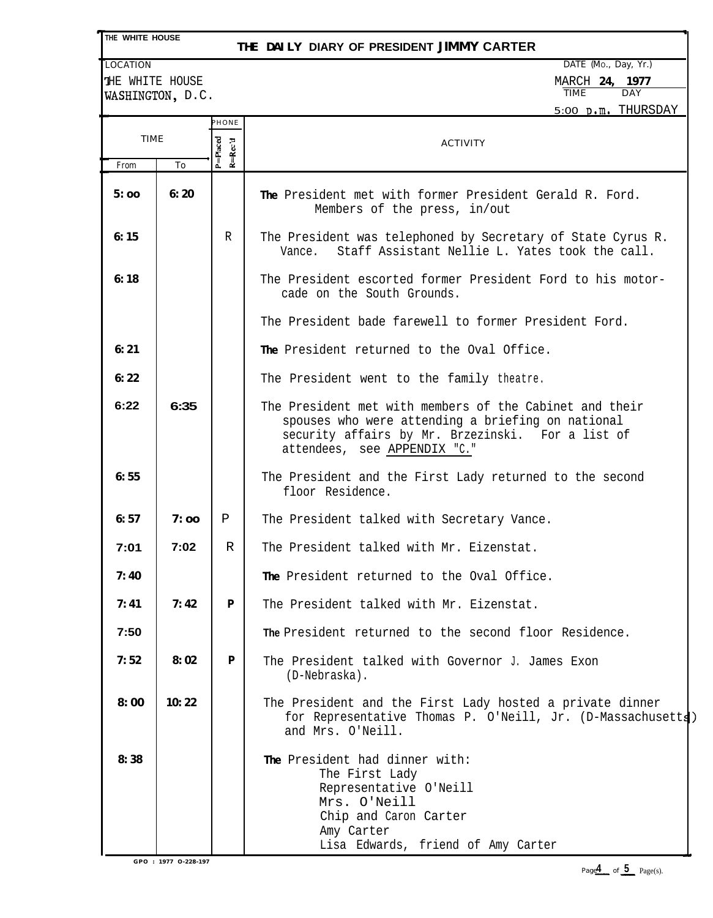THE WHITE HOUSE

# THE DAILY DIARY OF PRESIDENT JIMMY CARTER

LOCATION: THE WHITE HOUSE, WASHINGTON, D.C.

DATE (Mo., Day, Yr.): MARCH 24, 1977

TIME: 5:00 p.m. DAY: THURSDAY

| TIME From | TIME To | PHONE P=Placed R=Rec'd | ACTIVITY |
|---|---|---|---|
| 5:00 | 6:20 | | The President met with former President Gerald R. Ford. Members of the press, in/out |
| 6:15 | | R | The President was telephoned by Secretary of State Cyrus R. Vance. Staff Assistant Nellie L. Yates took the call. |
| 6:18 | | | The President escorted former President Ford to his motorcade on the South Grounds. |
| | | | The President bade farewell to former President Ford. |
| 6:21 | | | The President returned to the Oval Office. |
| 6:22 | | | The President went to the family theatre. |
| 6:22 | 6:35 | | The President met with members of the Cabinet and their spouses who were attending a briefing on national security affairs by Mr. Brzezinski. For a list of attendees, see APPENDIX "C." |
| 6:55 | | | The President and the First Lady returned to the second floor Residence. |
| 6:57 | 7:00 | P | The President talked with Secretary Vance. |
| 7:01 | 7:02 | R | The President talked with Mr. Eizenstat. |
| 7:40 | | | The President returned to the Oval Office. |
| 7:41 | 7:42 | P | The President talked with Mr. Eizenstat. |
| 7:50 | | | The President returned to the second floor Residence. |
| 7:52 | 8:02 | P | The President talked with Governor J. James Exon (D-Nebraska). |
| 8:00 | 10:22 | | The President and the First Lady hosted a private dinner for Representative Thomas P. O'Neill, Jr. (D-Massachusetts) and Mrs. O'Neill. |
| 8:38 | | | The President had dinner with: The First Lady; Representative O'Neill; Mrs. O'Neill; Chip and Caron Carter; Amy Carter; Lisa Edwards, friend of Amy Carter |

GPO : 1977 O-228-197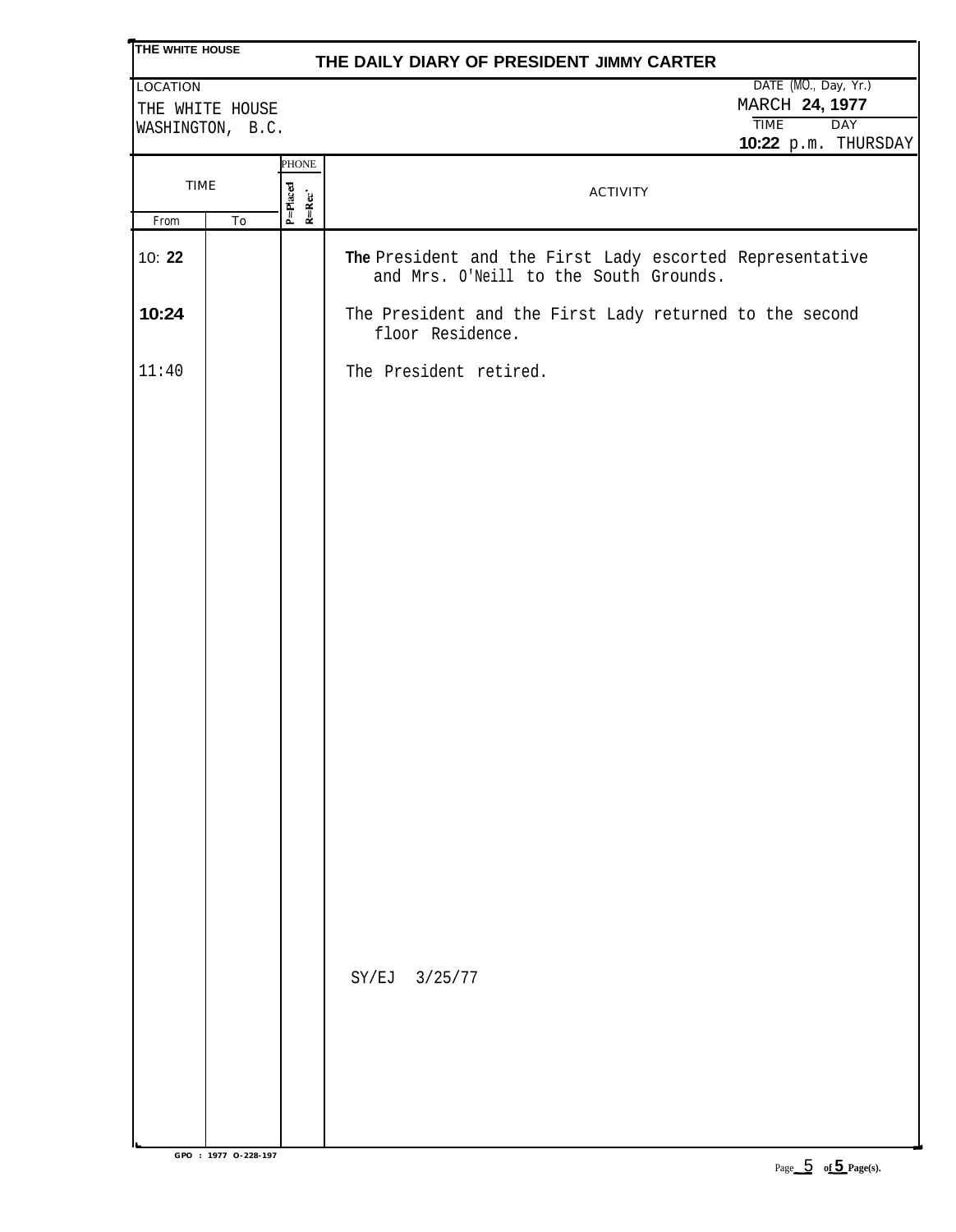THE WHITE HOUSE

# THE DAILY DIARY OF PRESIDENT JIMMY CARTER

LOCATION
THE WHITE HOUSE
WASHINGTON, B.C.

DATE (MO., Day, Yr.)
MARCH 24, 1977

TIME: 10:22 p.m.
DAY: THURSDAY

| TIME From | TIME To | PHONE P=Placed R=Rec'd | ACTIVITY |
|---|---|---|---|
| 10:22 | | | The President and the First Lady escorted Representative and Mrs. O'Neill to the South Grounds. |
| 10:24 | | | The President and the First Lady returned to the second floor Residence. |
| 11:40 | | | The President retired. |

SY/EJ 3/25/77

GPO : 1977 O-228-197